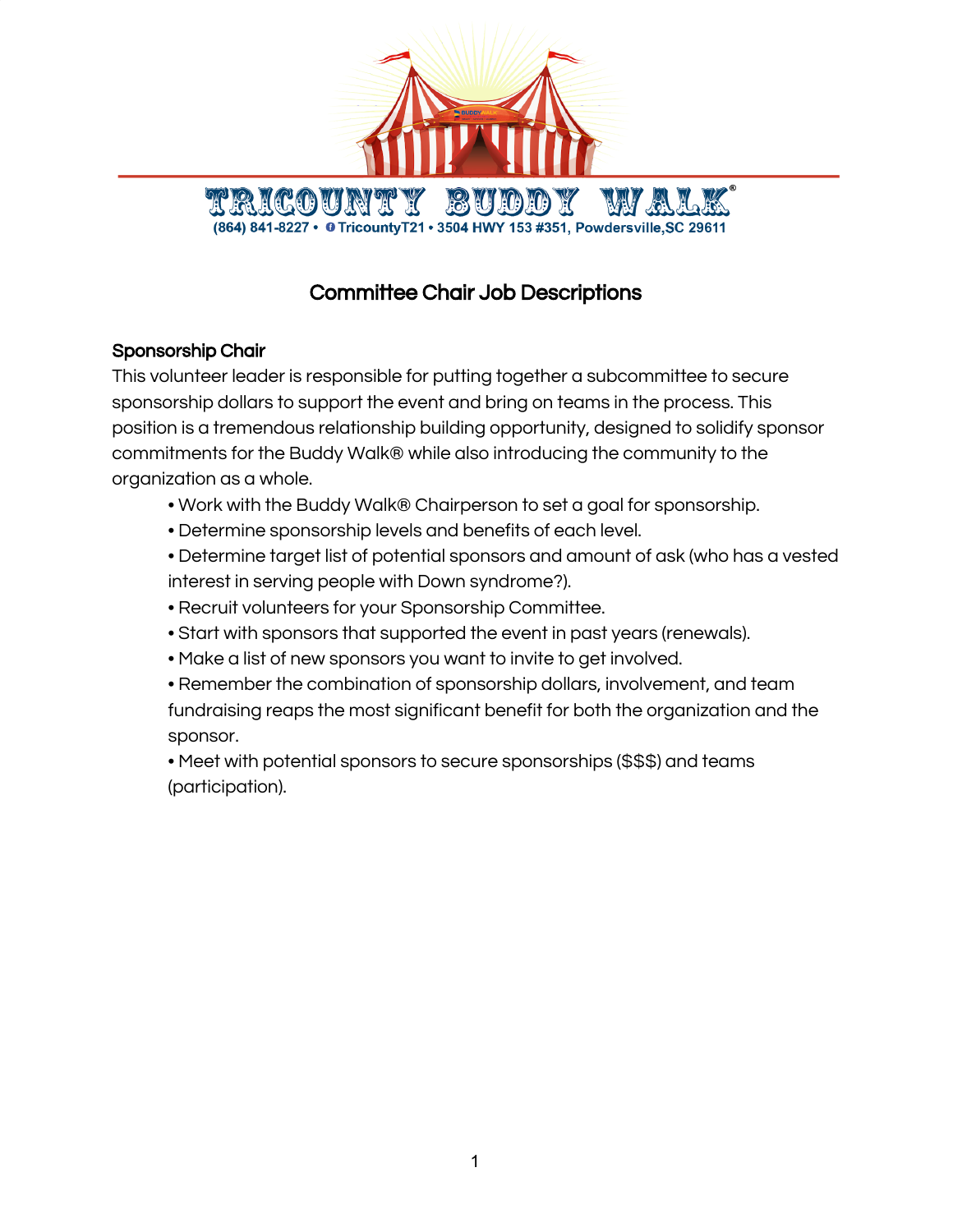# TRICOUNTY BUDDY WALK®

(864) 841-8227 • TricountyT21 • 3504 HWY 153 #351, Powdersville,SC 29611

## Committee Chair Job Descriptions

### Sponsorship Chair

This volunteer leader is responsible for putting together a subcommittee to secure sponsorship dollars to support the event and bring on teams in the process. This position is a tremendous relationship building opportunity, designed to solidify sponsor commitments for the Buddy Walk® while also introducing the community to the organization as a whole.

- Work with the Buddy Walk® Chairperson to set a goal for sponsorship.
- Determine sponsorship levels and benefits of each level.
- Determine target list of potential sponsors and amount of ask (who has a vested interest in serving people with Down syndrome?).
- Recruit volunteers for your Sponsorship Committee.
- Start with sponsors that supported the event in past years (renewals).
- Make a list of new sponsors you want to invite to get involved.
- Remember the combination of sponsorship dollars, involvement, and team fundraising reaps the most significant benefit for both the organization and the sponsor.
- Meet with potential sponsors to secure sponsorships ($$$) and teams (participation).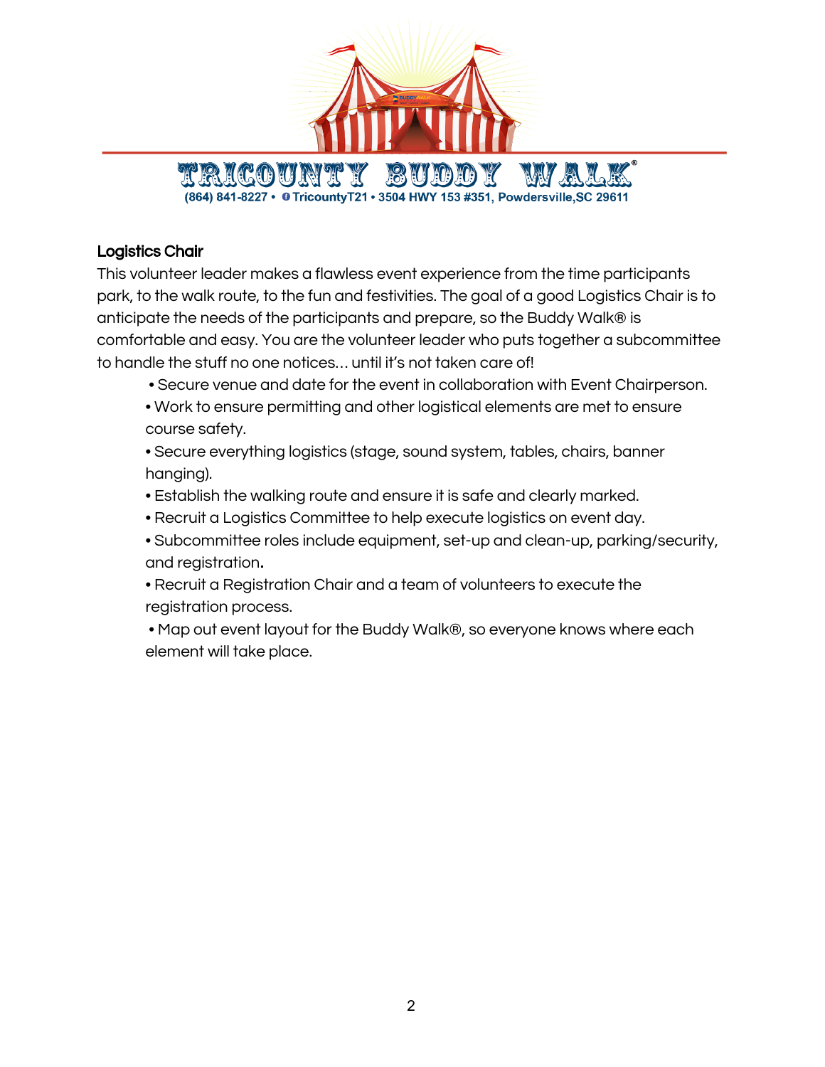# TRICOUNTY BUDDY WALK®

(864) 841-8227 • TricountyT21 • 3504 HWY 153 #351, Powdersville,SC 29611

## Logistics Chair

This volunteer leader makes a flawless event experience from the time participants park, to the walk route, to the fun and festivities. The goal of a good Logistics Chair is to anticipate the needs of the participants and prepare, so the Buddy Walk® is comfortable and easy. You are the volunteer leader who puts together a subcommittee to handle the stuff no one notices… until it's not taken care of!

- Secure venue and date for the event in collaboration with Event Chairperson.
- Work to ensure permitting and other logistical elements are met to ensure course safety.
- Secure everything logistics (stage, sound system, tables, chairs, banner hanging).
- Establish the walking route and ensure it is safe and clearly marked.
- Recruit a Logistics Committee to help execute logistics on event day.
- Subcommittee roles include equipment, set-up and clean-up, parking/security, and registration.
- Recruit a Registration Chair and a team of volunteers to execute the registration process.
- Map out event layout for the Buddy Walk®, so everyone knows where each element will take place.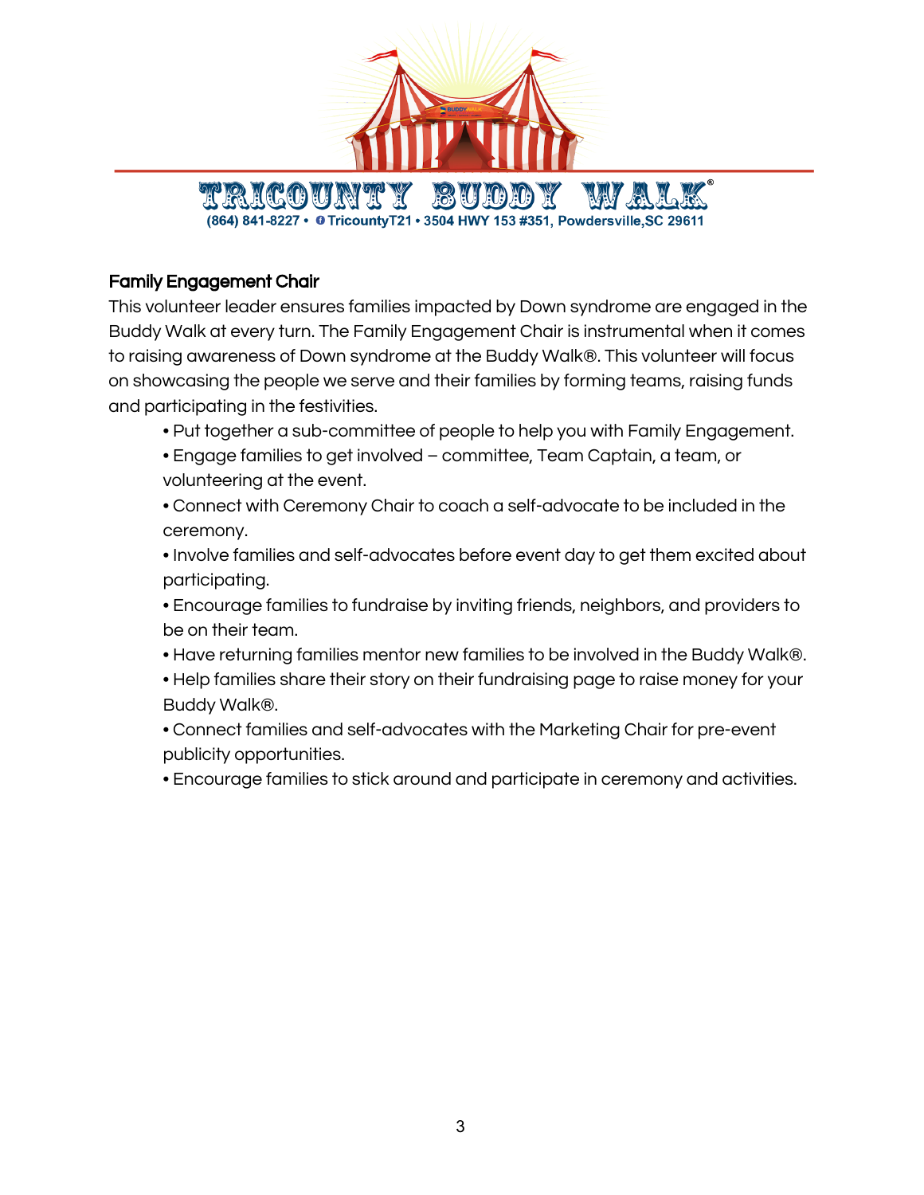## Family Engagement Chair

This volunteer leader ensures families impacted by Down syndrome are engaged in the Buddy Walk at every turn. The Family Engagement Chair is instrumental when it comes to raising awareness of Down syndrome at the Buddy Walk®. This volunteer will focus on showcasing the people we serve and their families by forming teams, raising funds and participating in the festivities.

- Put together a sub-committee of people to help you with Family Engagement.
- Engage families to get involved – committee, Team Captain, a team, or volunteering at the event.
- Connect with Ceremony Chair to coach a self-advocate to be included in the ceremony.
- Involve families and self-advocates before event day to get them excited about participating.
- Encourage families to fundraise by inviting friends, neighbors, and providers to be on their team.
- Have returning families mentor new families to be involved in the Buddy Walk®.
- Help families share their story on their fundraising page to raise money for your Buddy Walk®.
- Connect families and self-advocates with the Marketing Chair for pre-event publicity opportunities.
- Encourage families to stick around and participate in ceremony and activities.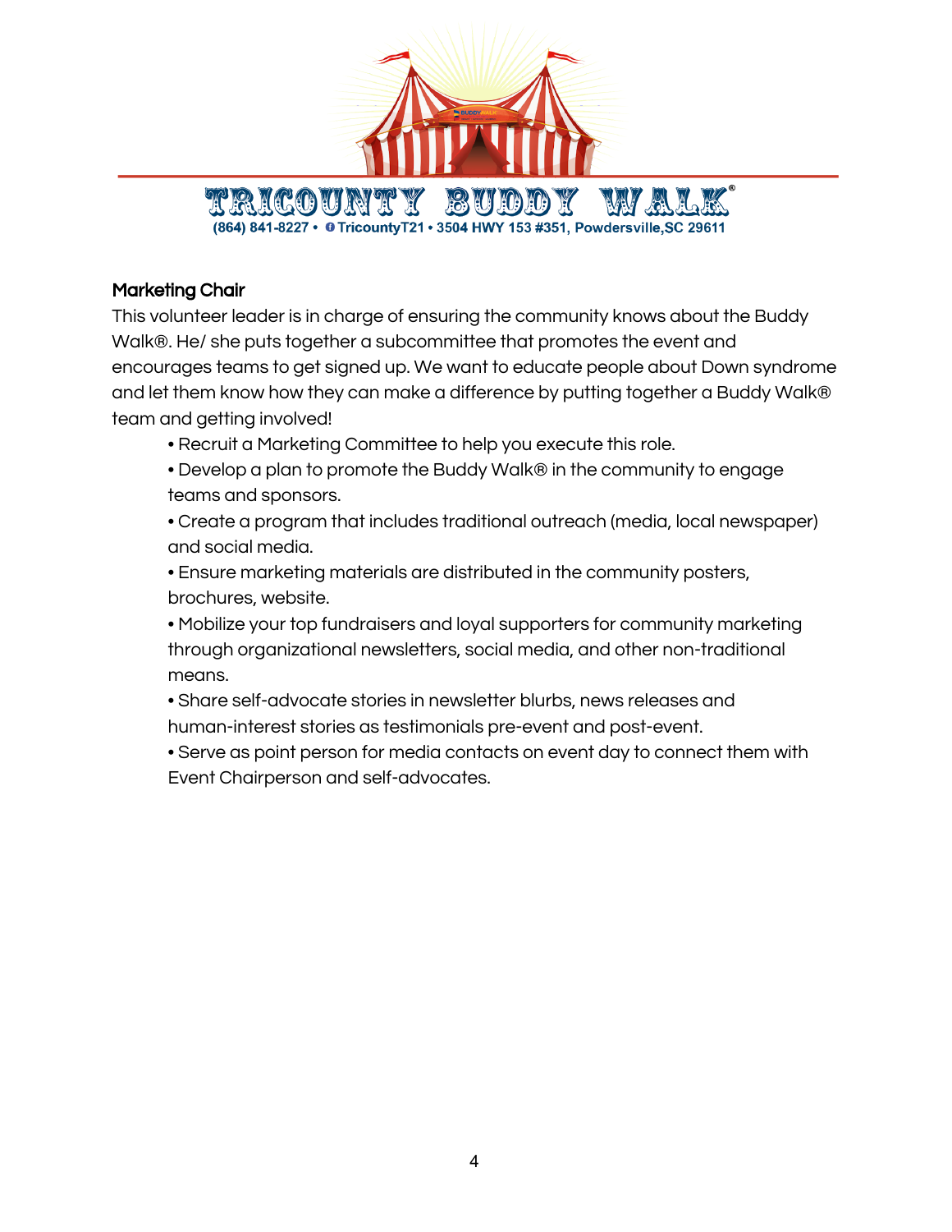## Marketing Chair

This volunteer leader is in charge of ensuring the community knows about the Buddy Walk®. He/ she puts together a subcommittee that promotes the event and encourages teams to get signed up. We want to educate people about Down syndrome and let them know how they can make a difference by putting together a Buddy Walk® team and getting involved!

- Recruit a Marketing Committee to help you execute this role.
- Develop a plan to promote the Buddy Walk® in the community to engage teams and sponsors.
- Create a program that includes traditional outreach (media, local newspaper) and social media.
- Ensure marketing materials are distributed in the community posters, brochures, website.
- Mobilize your top fundraisers and loyal supporters for community marketing through organizational newsletters, social media, and other non-traditional means.
- Share self-advocate stories in newsletter blurbs, news releases and human-interest stories as testimonials pre-event and post-event.
- Serve as point person for media contacts on event day to connect them with Event Chairperson and self-advocates.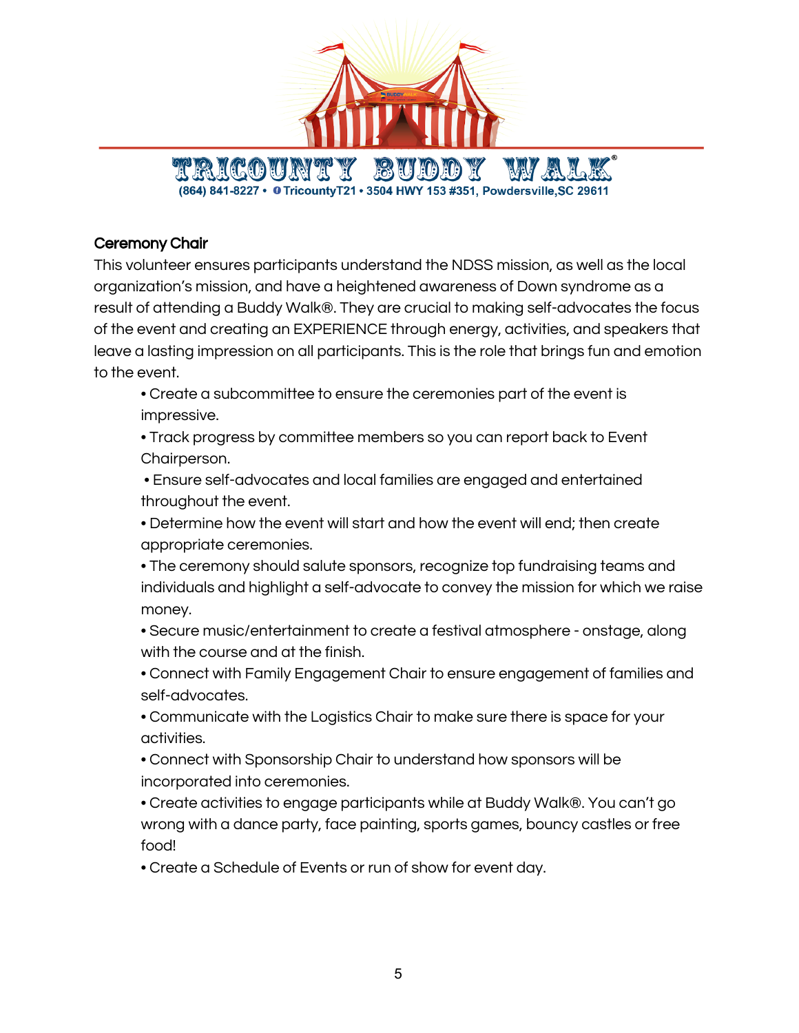## Ceremony Chair

This volunteer ensures participants understand the NDSS mission, as well as the local organization's mission, and have a heightened awareness of Down syndrome as a result of attending a Buddy Walk®. They are crucial to making self-advocates the focus of the event and creating an EXPERIENCE through energy, activities, and speakers that leave a lasting impression on all participants. This is the role that brings fun and emotion to the event.

- Create a subcommittee to ensure the ceremonies part of the event is impressive.
- Track progress by committee members so you can report back to Event Chairperson.
- Ensure self-advocates and local families are engaged and entertained throughout the event.
- Determine how the event will start and how the event will end; then create appropriate ceremonies.
- The ceremony should salute sponsors, recognize top fundraising teams and individuals and highlight a self-advocate to convey the mission for which we raise money.
- Secure music/entertainment to create a festival atmosphere - onstage, along with the course and at the finish.
- Connect with Family Engagement Chair to ensure engagement of families and self-advocates.
- Communicate with the Logistics Chair to make sure there is space for your activities.
- Connect with Sponsorship Chair to understand how sponsors will be incorporated into ceremonies.
- Create activities to engage participants while at Buddy Walk®. You can't go wrong with a dance party, face painting, sports games, bouncy castles or free food!
- Create a Schedule of Events or run of show for event day.